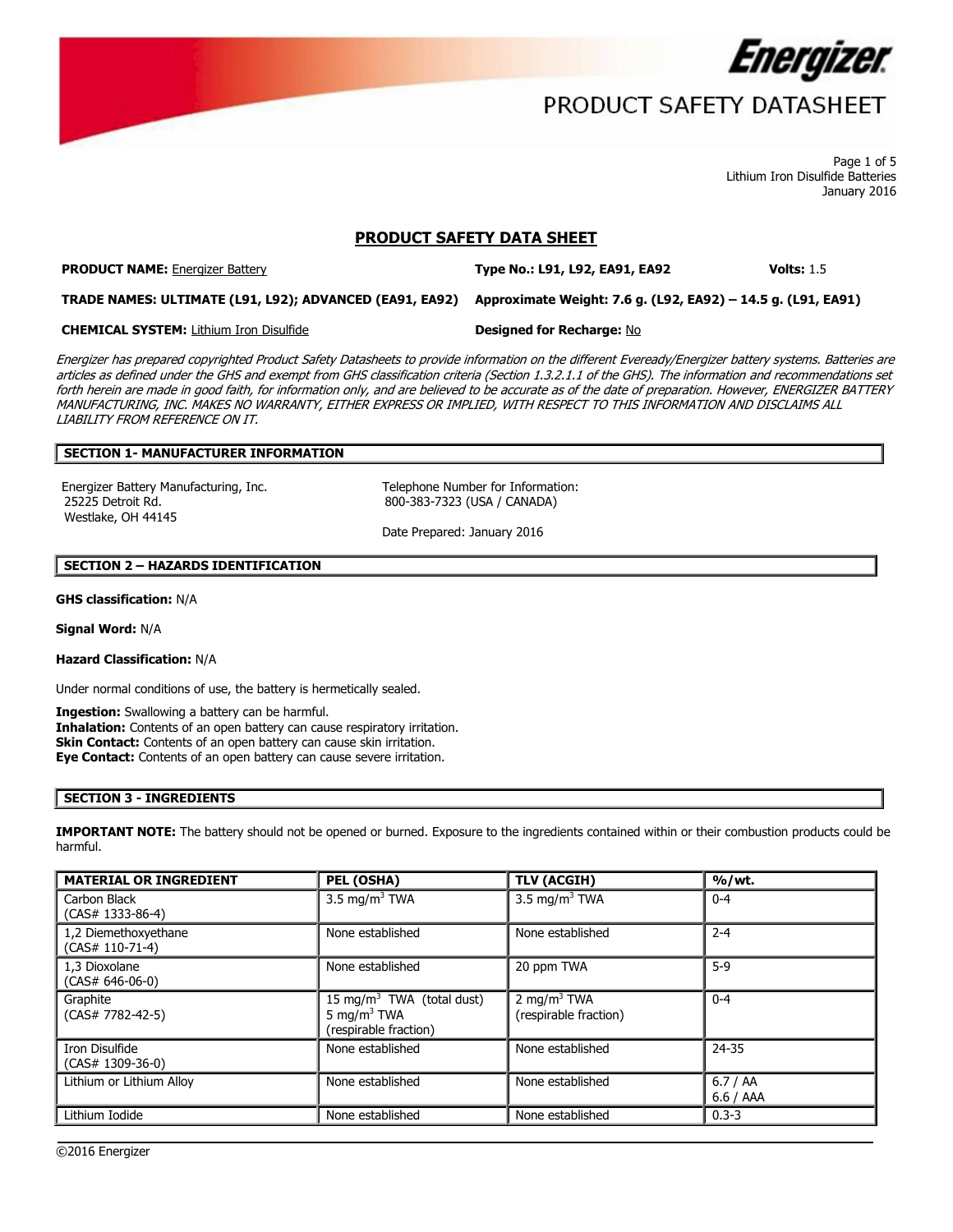# PRODUCT SAFETY DATASHEET

Lithium Iron Disulfide Batteries
January 2016

## PRODUCT SAFETY DATA SHEET

**PRODUCT NAME:** Energizer Battery **Type No.: L91, L92, EA91, EA92** **Volts:** 1.5

**TRADE NAMES: ULTIMATE (L91, L92); ADVANCED (EA91, EA92)** **Approximate Weight: 7.6 g. (L92, EA92) – 14.5 g. (L91, EA91)**

**CHEMICAL SYSTEM:** Lithium Iron Disulfide **Designed for Recharge:** No

*Energizer has prepared copyrighted Product Safety Datasheets to provide information on the different Eveready/Energizer battery systems. Batteries are articles as defined under the GHS and exempt from GHS classification criteria (Section 1.3.2.1.1 of the GHS). The information and recommendations set forth herein are made in good faith, for information only, and are believed to be accurate as of the date of preparation. However, ENERGIZER BATTERY MANUFACTURING, INC. MAKES NO WARRANTY, EITHER EXPRESS OR IMPLIED, WITH RESPECT TO THIS INFORMATION AND DISCLAIMS ALL LIABILITY FROM REFERENCE ON IT.*

### SECTION 1- MANUFACTURER INFORMATION

Energizer Battery Manufacturing, Inc.
25225 Detroit Rd.
Westlake, OH 44145

Telephone Number for Information:
800-383-7323 (USA / CANADA)

Date Prepared: January 2016

### SECTION 2 – HAZARDS IDENTIFICATION

**GHS classification:** N/A

**Signal Word:** N/A

**Hazard Classification:** N/A

Under normal conditions of use, the battery is hermetically sealed.

**Ingestion:** Swallowing a battery can be harmful.
**Inhalation:** Contents of an open battery can cause respiratory irritation.
**Skin Contact:** Contents of an open battery can cause skin irritation.
**Eye Contact:** Contents of an open battery can cause severe irritation.

### SECTION 3 - INGREDIENTS

**IMPORTANT NOTE:** The battery should not be opened or burned. Exposure to the ingredients contained within or their combustion products could be harmful.

| MATERIAL OR INGREDIENT | PEL (OSHA) | TLV (ACGIH) | %/wt. |
|---|---|---|---|
| Carbon Black (CAS# 1333-86-4) | 3.5 mg/m$^3$ TWA | 3.5 mg/m$^3$ TWA | 0-4 |
| 1,2 Diemethoxyethane (CAS# 110-71-4) | None established | None established | 2-4 |
| 1,3 Dioxolane (CAS# 646-06-0) | None established | 20 ppm TWA | 5-9 |
| Graphite (CAS# 7782-42-5) | 15 mg/m$^3$ TWA (total dust) 5 mg/m$^3$ TWA (respirable fraction) | 2 mg/m$^3$ TWA (respirable fraction) | 0-4 |
| Iron Disulfide (CAS# 1309-36-0) | None established | None established | 24-35 |
| Lithium or Lithium Alloy | None established | None established | 6.7 / AA 6.6 / AAA |
| Lithium Iodide | None established | None established | 0.3-3 |

©2016 Energizer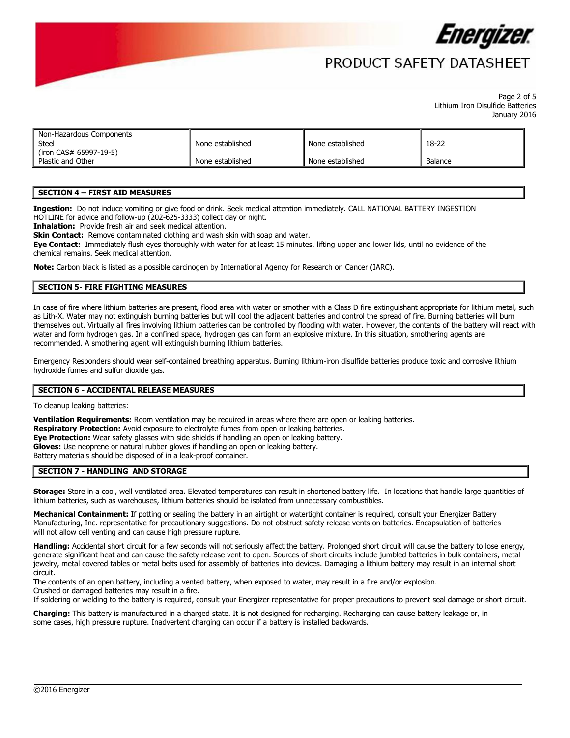| Non-Hazardous Components Steel (iron CAS# 65997-19-5) | None established | None established | 18-22 |
|---|---|---|---|
| Plastic and Other | None established | None established | Balance |

## SECTION 4 – FIRST AID MEASURES

**Ingestion:** Do not induce vomiting or give food or drink. Seek medical attention immediately. CALL NATIONAL BATTERY INGESTION HOTLINE for advice and follow-up (202-625-3333) collect day or night.

**Inhalation:** Provide fresh air and seek medical attention.

**Skin Contact:** Remove contaminated clothing and wash skin with soap and water.

**Eye Contact:** Immediately flush eyes thoroughly with water for at least 15 minutes, lifting upper and lower lids, until no evidence of the chemical remains. Seek medical attention.

**Note:** Carbon black is listed as a possible carcinogen by International Agency for Research on Cancer (IARC).

## SECTION 5- FIRE FIGHTING MEASURES

In case of fire where lithium batteries are present, flood area with water or smother with a Class D fire extinguishant appropriate for lithium metal, such as Lith-X. Water may not extinguish burning batteries but will cool the adjacent batteries and control the spread of fire. Burning batteries will burn themselves out. Virtually all fires involving lithium batteries can be controlled by flooding with water. However, the contents of the battery will react with water and form hydrogen gas. In a confined space, hydrogen gas can form an explosive mixture. In this situation, smothering agents are recommended. A smothering agent will extinguish burning lithium batteries.

Emergency Responders should wear self-contained breathing apparatus. Burning lithium-iron disulfide batteries produce toxic and corrosive lithium hydroxide fumes and sulfur dioxide gas.

## SECTION 6 - ACCIDENTAL RELEASE MEASURES

To cleanup leaking batteries:

**Ventilation Requirements:** Room ventilation may be required in areas where there are open or leaking batteries.
**Respiratory Protection:** Avoid exposure to electrolyte fumes from open or leaking batteries.
**Eye Protection:** Wear safety glasses with side shields if handling an open or leaking battery.
**Gloves:** Use neoprene or natural rubber gloves if handling an open or leaking battery.
Battery materials should be disposed of in a leak-proof container.

## SECTION 7 - HANDLING AND STORAGE

**Storage:** Store in a cool, well ventilated area. Elevated temperatures can result in shortened battery life. In locations that handle large quantities of lithium batteries, such as warehouses, lithium batteries should be isolated from unnecessary combustibles.

**Mechanical Containment:** If potting or sealing the battery in an airtight or watertight container is required, consult your Energizer Battery Manufacturing, Inc. representative for precautionary suggestions. Do not obstruct safety release vents on batteries. Encapsulation of batteries will not allow cell venting and can cause high pressure rupture.

**Handling:** Accidental short circuit for a few seconds will not seriously affect the battery. Prolonged short circuit will cause the battery to lose energy, generate significant heat and can cause the safety release vent to open. Sources of short circuits include jumbled batteries in bulk containers, metal jewelry, metal covered tables or metal belts used for assembly of batteries into devices. Damaging a lithium battery may result in an internal short circuit.
The contents of an open battery, including a vented battery, when exposed to water, may result in a fire and/or explosion.
Crushed or damaged batteries may result in a fire.
If soldering or welding to the battery is required, consult your Energizer representative for proper precautions to prevent seal damage or short circuit.

**Charging:** This battery is manufactured in a charged state. It is not designed for recharging. Recharging can cause battery leakage or, in some cases, high pressure rupture. Inadvertent charging can occur if a battery is installed backwards.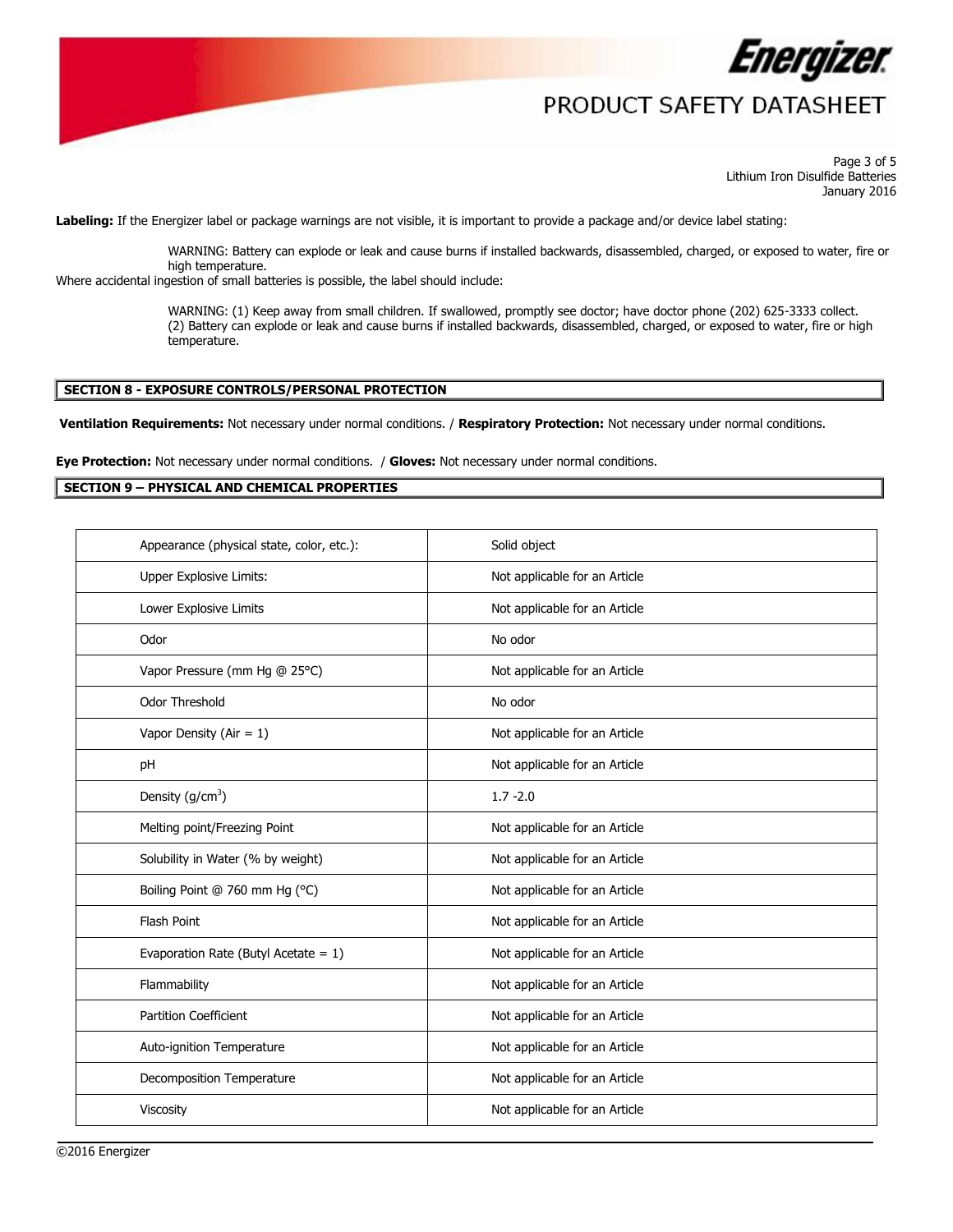**Labeling:** If the Energizer label or package warnings are not visible, it is important to provide a package and/or device label stating:

> WARNING: Battery can explode or leak and cause burns if installed backwards, disassembled, charged, or exposed to water, fire or high temperature.

Where accidental ingestion of small batteries is possible, the label should include:

> WARNING: (1) Keep away from small children. If swallowed, promptly see doctor; have doctor phone (202) 625-3333 collect.
> (2) Battery can explode or leak and cause burns if installed backwards, disassembled, charged, or exposed to water, fire or high temperature.

## SECTION 8 - EXPOSURE CONTROLS/PERSONAL PROTECTION

**Ventilation Requirements:** Not necessary under normal conditions. / **Respiratory Protection:** Not necessary under normal conditions.

**Eye Protection:** Not necessary under normal conditions. / **Gloves:** Not necessary under normal conditions.

## SECTION 9 – PHYSICAL AND CHEMICAL PROPERTIES

| Property | Value |
|---|---|
| Appearance (physical state, color, etc.): | Solid object |
| Upper Explosive Limits: | Not applicable for an Article |
| Lower Explosive Limits | Not applicable for an Article |
| Odor | No odor |
| Vapor Pressure (mm Hg @ 25°C) | Not applicable for an Article |
| Odor Threshold | No odor |
| Vapor Density (Air = 1) | Not applicable for an Article |
| pH | Not applicable for an Article |
| Density ($g/cm^3$) | 1.7 -2.0 |
| Melting point/Freezing Point | Not applicable for an Article |
| Solubility in Water (% by weight) | Not applicable for an Article |
| Boiling Point @ 760 mm Hg (°C) | Not applicable for an Article |
| Flash Point | Not applicable for an Article |
| Evaporation Rate (Butyl Acetate = 1) | Not applicable for an Article |
| Flammability | Not applicable for an Article |
| Partition Coefficient | Not applicable for an Article |
| Auto-ignition Temperature | Not applicable for an Article |
| Decomposition Temperature | Not applicable for an Article |
| Viscosity | Not applicable for an Article |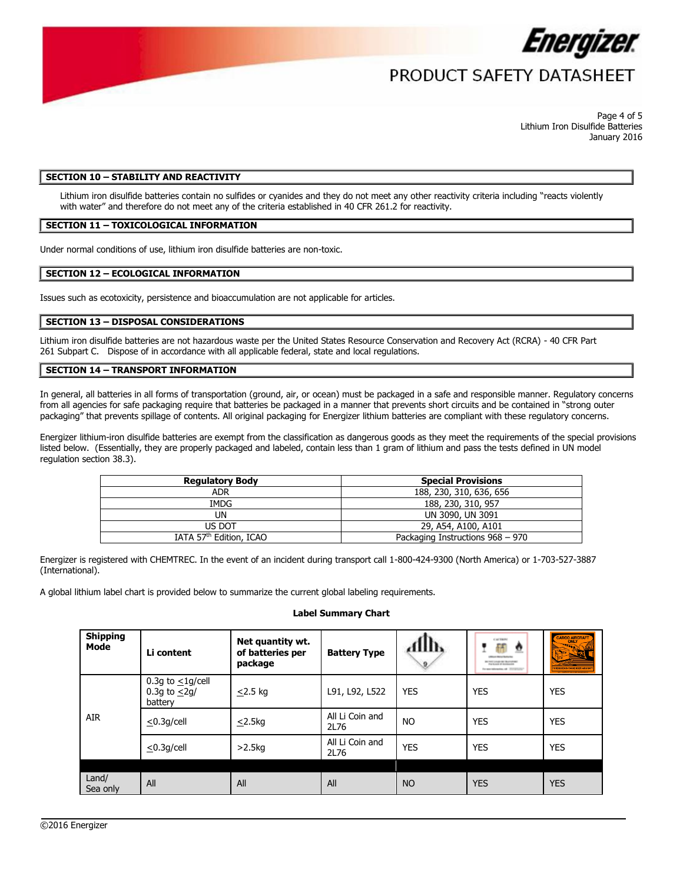## SECTION 10 – STABILITY AND REACTIVITY

Lithium iron disulfide batteries contain no sulfides or cyanides and they do not meet any other reactivity criteria including "reacts violently with water" and therefore do not meet any of the criteria established in 40 CFR 261.2 for reactivity.

## SECTION 11 – TOXICOLOGICAL INFORMATION

Under normal conditions of use, lithium iron disulfide batteries are non-toxic.

## SECTION 12 – ECOLOGICAL INFORMATION

Issues such as ecotoxicity, persistence and bioaccumulation are not applicable for articles.

## SECTION 13 – DISPOSAL CONSIDERATIONS

Lithium iron disulfide batteries are not hazardous waste per the United States Resource Conservation and Recovery Act (RCRA) - 40 CFR Part 261 Subpart C. Dispose of in accordance with all applicable federal, state and local regulations.

## SECTION 14 – TRANSPORT INFORMATION

In general, all batteries in all forms of transportation (ground, air, or ocean) must be packaged in a safe and responsible manner. Regulatory concerns from all agencies for safe packaging require that batteries be packaged in a manner that prevents short circuits and be contained in "strong outer packaging" that prevents spillage of contents. All original packaging for Energizer lithium batteries are compliant with these regulatory concerns.

Energizer lithium-iron disulfide batteries are exempt from the classification as dangerous goods as they meet the requirements of the special provisions listed below. (Essentially, they are properly packaged and labeled, contain less than 1 gram of lithium and pass the tests defined in UN model regulation section 38.3).

| Regulatory Body | Special Provisions |
|---|---|
| ADR | 188, 230, 310, 636, 656 |
| IMDG | 188, 230, 310, 957 |
| UN | UN 3090, UN 3091 |
| US DOT | 29, A54, A100, A101 |
| IATA 57th Edition, ICAO | Packaging Instructions 968 – 970 |

Energizer is registered with CHEMTREC. In the event of an incident during transport call 1-800-424-9300 (North America) or 1-703-527-3887 (International).

A global lithium label chart is provided below to summarize the current global labeling requirements.

**Label Summary Chart**

| Shipping Mode | Li content | Net quantity wt. of batteries per package | Battery Type | Class 9 label | Caution label | Cargo Aircraft Only label |
|---|---|---|---|---|---|---|
| AIR | 0.3g to ≤1g/cell<br>0.3g to ≤2g/ battery | ≤2.5 kg | L91, L92, L522 | YES | YES | YES |
| | ≤0.3g/cell | ≤2.5kg | All Li Coin and 2L76 | NO | YES | YES |
| | ≤0.3g/cell | >2.5kg | All Li Coin and 2L76 | YES | YES | YES |
| Land/ Sea only | All | All | All | NO | YES | YES |

©2016 Energizer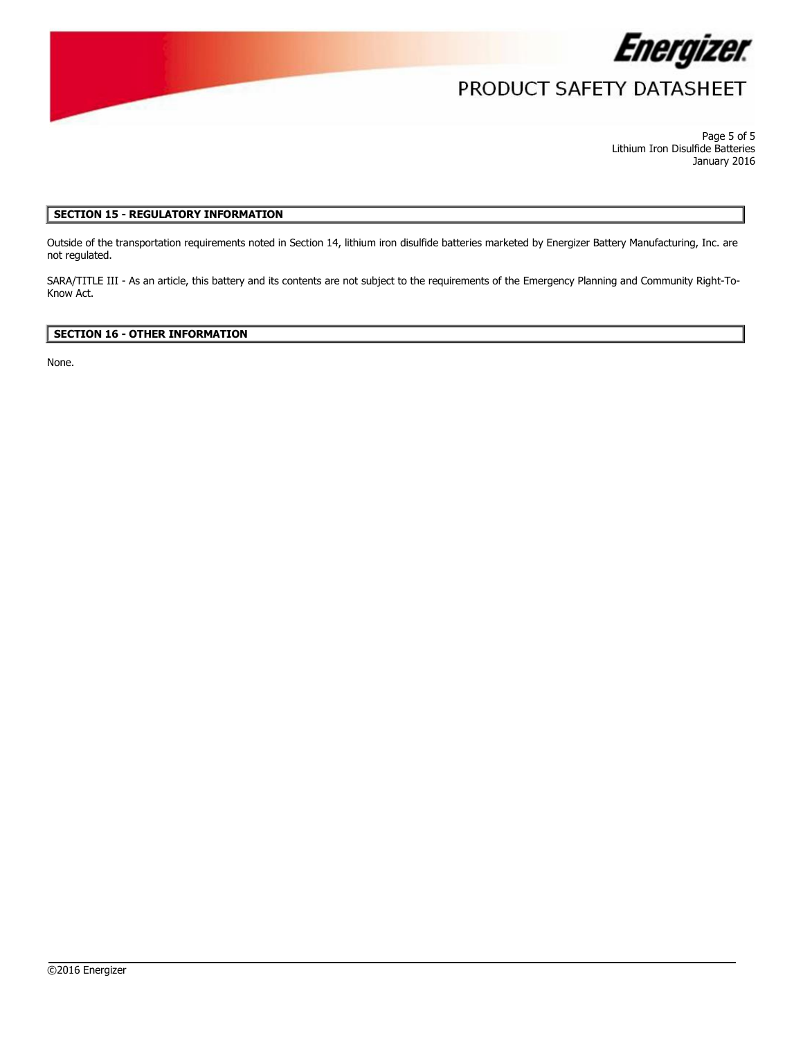## SECTION 15 - REGULATORY INFORMATION

Outside of the transportation requirements noted in Section 14, lithium iron disulfide batteries marketed by Energizer Battery Manufacturing, Inc. are not regulated.

SARA/TITLE III - As an article, this battery and its contents are not subject to the requirements of the Emergency Planning and Community Right-To-Know Act.

## SECTION 16 - OTHER INFORMATION

None.